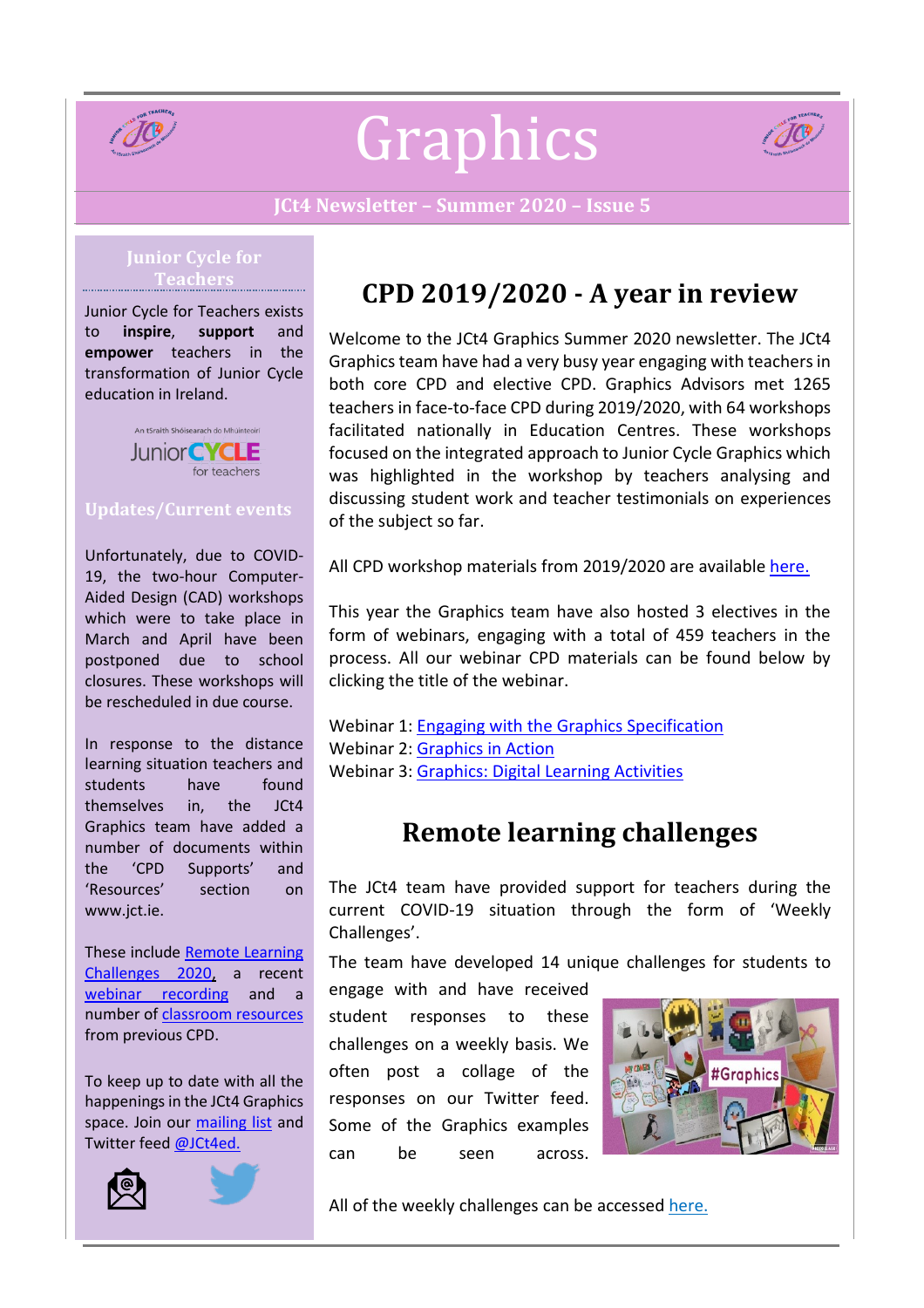# Graphics

**JCt4 Newsletter – Summer 2020 – Issue 5**

## Junior Cycle for Teachers

Junior Cycle for Teachers exists to **inspire**, **support** and **empower** teachers in the transformation of Junior Cycle education in Ireland.

An tSraith Shóisearach do Mhúinteoirí
Junior CYCLE for teachers

## Updates/Current events

Unfortunately, due to COVID-19, the two-hour Computer-Aided Design (CAD) workshops which were to take place in March and April have been postponed due to school closures. These workshops will be rescheduled in due course.

In response to the distance learning situation teachers and students have found themselves in, the JCt4 Graphics team have added a number of documents within the 'CPD Supports' and 'Resources' section on www.jct.ie.

These include Remote Learning Challenges 2020, a recent webinar recording and a number of classroom resources from previous CPD.

To keep up to date with all the happenings in the JCt4 Graphics space. Join our mailing list and Twitter feed @JCt4ed.

## CPD 2019/2020 - A year in review

Welcome to the JCt4 Graphics Summer 2020 newsletter. The JCt4 Graphics team have had a very busy year engaging with teachers in both core CPD and elective CPD. Graphics Advisors met 1265 teachers in face-to-face CPD during 2019/2020, with 64 workshops facilitated nationally in Education Centres. These workshops focused on the integrated approach to Junior Cycle Graphics which was highlighted in the workshop by teachers analysing and discussing student work and teacher testimonials on experiences of the subject so far.

All CPD workshop materials from 2019/2020 are available here.

This year the Graphics team have also hosted 3 electives in the form of webinars, engaging with a total of 459 teachers in the process. All our webinar CPD materials can be found below by clicking the title of the webinar.

Webinar 1: Engaging with the Graphics Specification
Webinar 2: Graphics in Action
Webinar 3: Graphics: Digital Learning Activities

## Remote learning challenges

The JCt4 team have provided support for teachers during the current COVID-19 situation through the form of 'Weekly Challenges'.

The team have developed 14 unique challenges for students to engage with and have received student responses to these challenges on a weekly basis. We often post a collage of the responses on our Twitter feed. Some of the Graphics examples can be seen across.

All of the weekly challenges can be accessed here.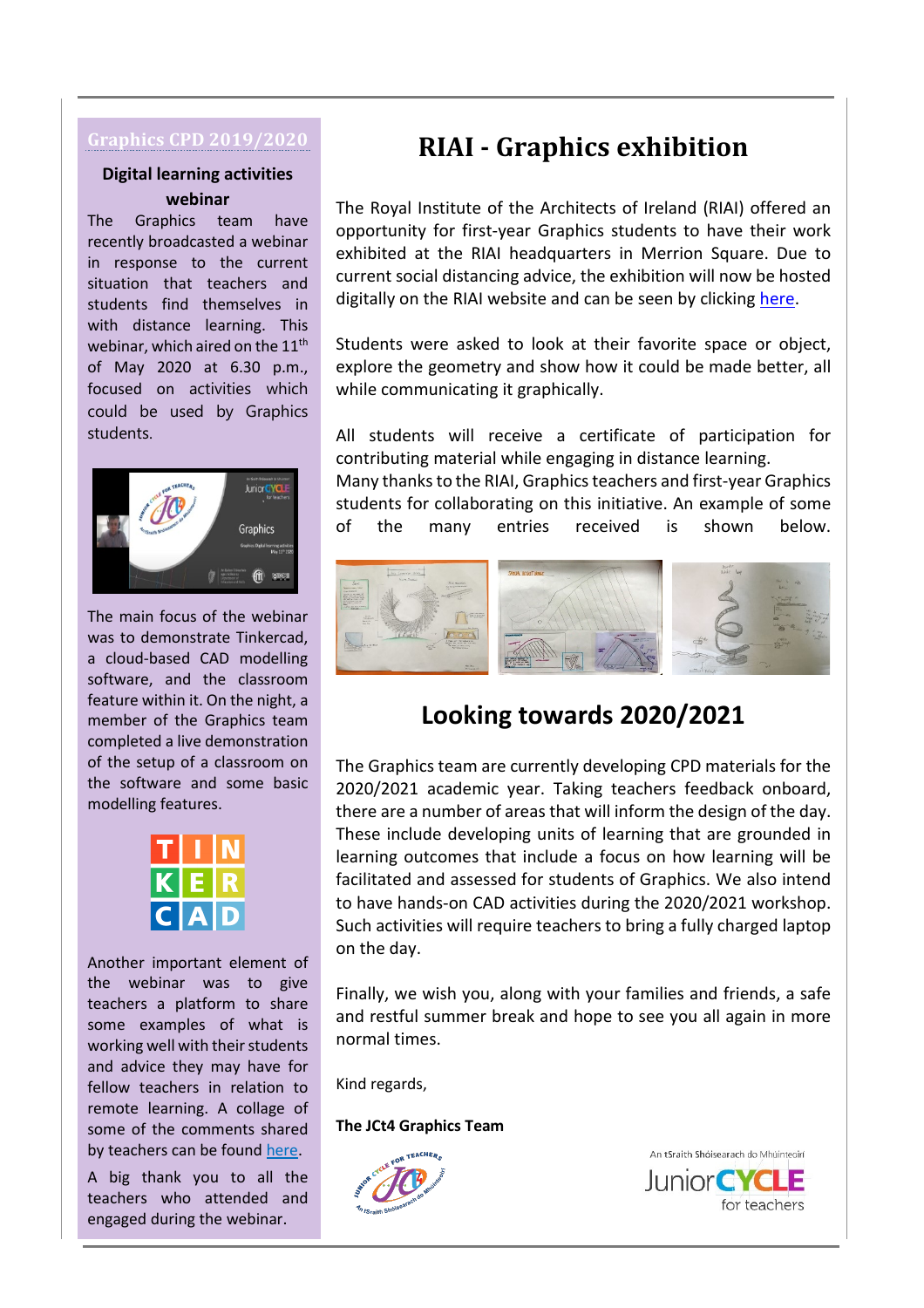## Graphics CPD 2019/2020

### Digital learning activities webinar

The Graphics team have recently broadcasted a webinar in response to the current situation that teachers and students find themselves in with distance learning. This webinar, which aired on the 11th of May 2020 at 6.30 p.m., focused on activities which could be used by Graphics students.

The main focus of the webinar was to demonstrate Tinkercad, a cloud-based CAD modelling software, and the classroom feature within it. On the night, a member of the Graphics team completed a live demonstration of the setup of a classroom on the software and some basic modelling features.

Another important element of the webinar was to give teachers a platform to share some examples of what is working well with their students and advice they may have for fellow teachers in relation to remote learning. A collage of some of the comments shared by teachers can be found here.

A big thank you to all the teachers who attended and engaged during the webinar.

# RIAI - Graphics exhibition

The Royal Institute of the Architects of Ireland (RIAI) offered an opportunity for first-year Graphics students to have their work exhibited at the RIAI headquarters in Merrion Square. Due to current social distancing advice, the exhibition will now be hosted digitally on the RIAI website and can be seen by clicking here.

Students were asked to look at their favorite space or object, explore the geometry and show how it could be made better, all while communicating it graphically.

All students will receive a certificate of participation for contributing material while engaging in distance learning.
Many thanks to the RIAI, Graphics teachers and first-year Graphics students for collaborating on this initiative. An example of some of the many entries received is shown below.

# Looking towards 2020/2021

The Graphics team are currently developing CPD materials for the 2020/2021 academic year. Taking teachers feedback onboard, there are a number of areas that will inform the design of the day. These include developing units of learning that are grounded in learning outcomes that include a focus on how learning will be facilitated and assessed for students of Graphics. We also intend to have hands-on CAD activities during the 2020/2021 workshop. Such activities will require teachers to bring a fully charged laptop on the day.

Finally, we wish you, along with your families and friends, a safe and restful summer break and hope to see you all again in more normal times.

Kind regards,

**The JCt4 Graphics Team**